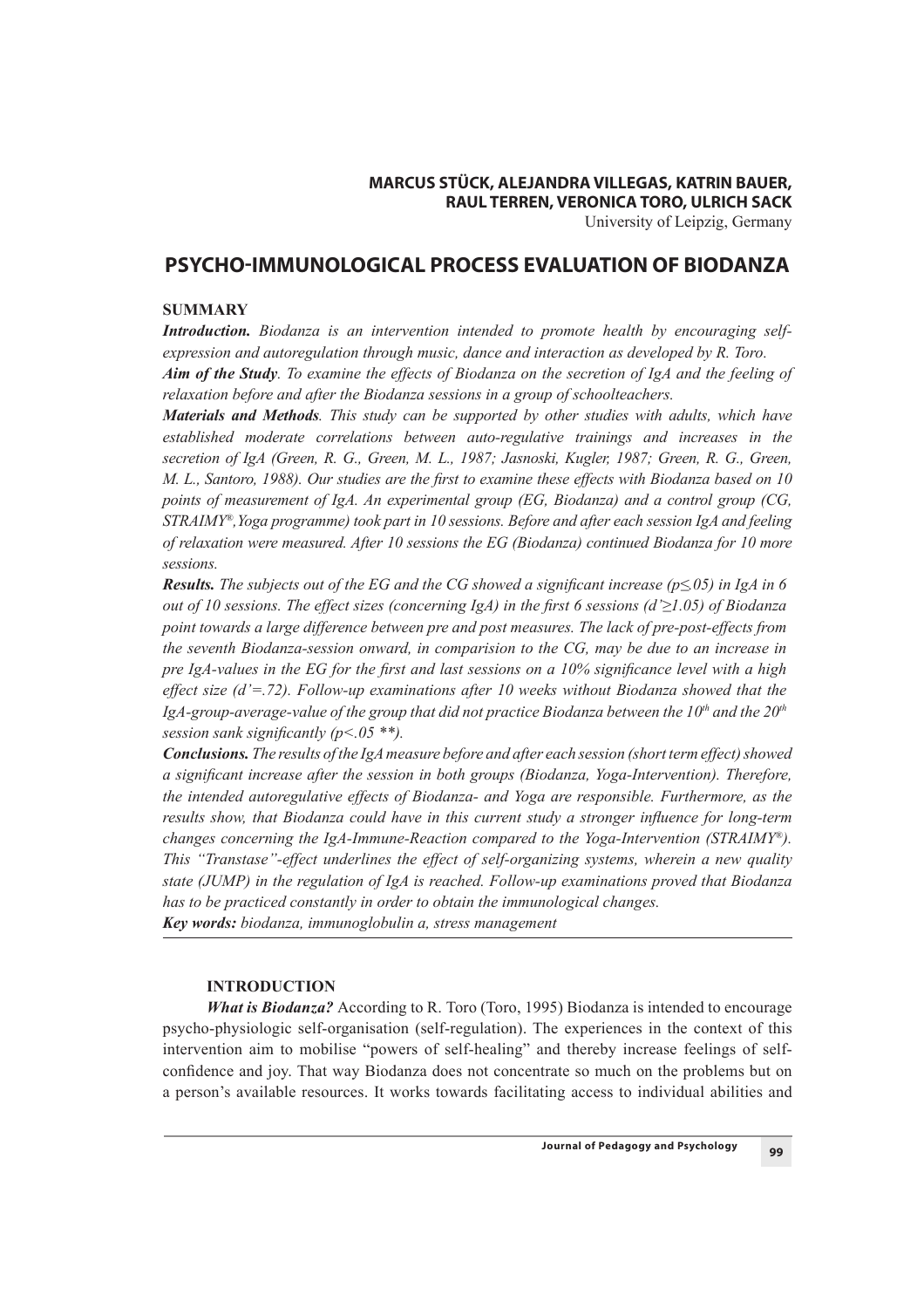**MARCUS STÜCK, ALEJANDRA VILLEGAS, KATRIN BAUER, RAUL TERREN, VERONICA TORO, ULRICH SACK**
University of Leipzig, Germany

# PSYCHO-IMMUNOLOGICAL PROCESS EVALUATION OF BIODANZA

## SUMMARY

***Introduction.*** *Biodanza is an intervention intended to promote health by encouraging self-expression and autoregulation through music, dance and interaction as developed by R. Toro.*

***Aim of the Study*.** *To examine the effects of Biodanza on the secretion of IgA and the feeling of relaxation before and after the Biodanza sessions in a group of schoolteachers.*

***Materials and Methods*.** *This study can be supported by other studies with adults, which have established moderate correlations between auto-regulative trainings and increases in the secretion of IgA (Green, R. G., Green, M. L., 1987; Jasnoski, Kugler, 1987; Green, R. G., Green, M. L., Santoro, 1988). Our studies are the first to examine these effects with Biodanza based on 10 points of measurement of IgA. An experimental group (EG, Biodanza) and a control group (CG, STRAIMY®, Yoga programme) took part in 10 sessions. Before and after each session IgA and feeling of relaxation were measured. After 10 sessions the EG (Biodanza) continued Biodanza for 10 more sessions.*

***Results.*** *The subjects out of the EG and the CG showed a significant increase ($p \leq .05$) in IgA in 6 out of 10 sessions. The effect sizes (concerning IgA) in the first 6 sessions ($d' \geq 1.05$) of Biodanza point towards a large difference between pre and post measures. The lack of pre-post-effects from the seventh Biodanza-session onward, in comparision to the CG, may be due to an increase in pre IgA-values in the EG for the first and last sessions on a 10% significance level with a high effect size ($d' = .72$). Follow-up examinations after 10 weeks without Biodanza showed that the IgA-group-average-value of the group that did not practice Biodanza between the 10th and the 20th session sank significantly ($p < .05$ \*\*).*

***Conclusions.*** *The results of the IgA measure before and after each session (short term effect) showed a significant increase after the session in both groups (Biodanza, Yoga-Intervention). Therefore, the intended autoregulative effects of Biodanza- and Yoga are responsible. Furthermore, as the results show, that Biodanza could have in this current study a stronger influence for long-term changes concerning the IgA-Immune-Reaction compared to the Yoga-Intervention (STRAIMY®). This "Transtase"-effect underlines the effect of self-organizing systems, wherein a new quality state (JUMP) in the regulation of IgA is reached. Follow-up examinations proved that Biodanza has to be practiced constantly in order to obtain the immunological changes.*

***Key words:*** *biodanza, immunoglobulin a, stress management*

## INTRODUCTION

***What is Biodanza?*** According to R. Toro (Toro, 1995) Biodanza is intended to encourage psycho-physiologic self-organisation (self-regulation). The experiences in the context of this intervention aim to mobilise "powers of self-healing" and thereby increase feelings of self-confidence and joy. That way Biodanza does not concentrate so much on the problems but on a person's available resources. It works towards facilitating access to individual abilities and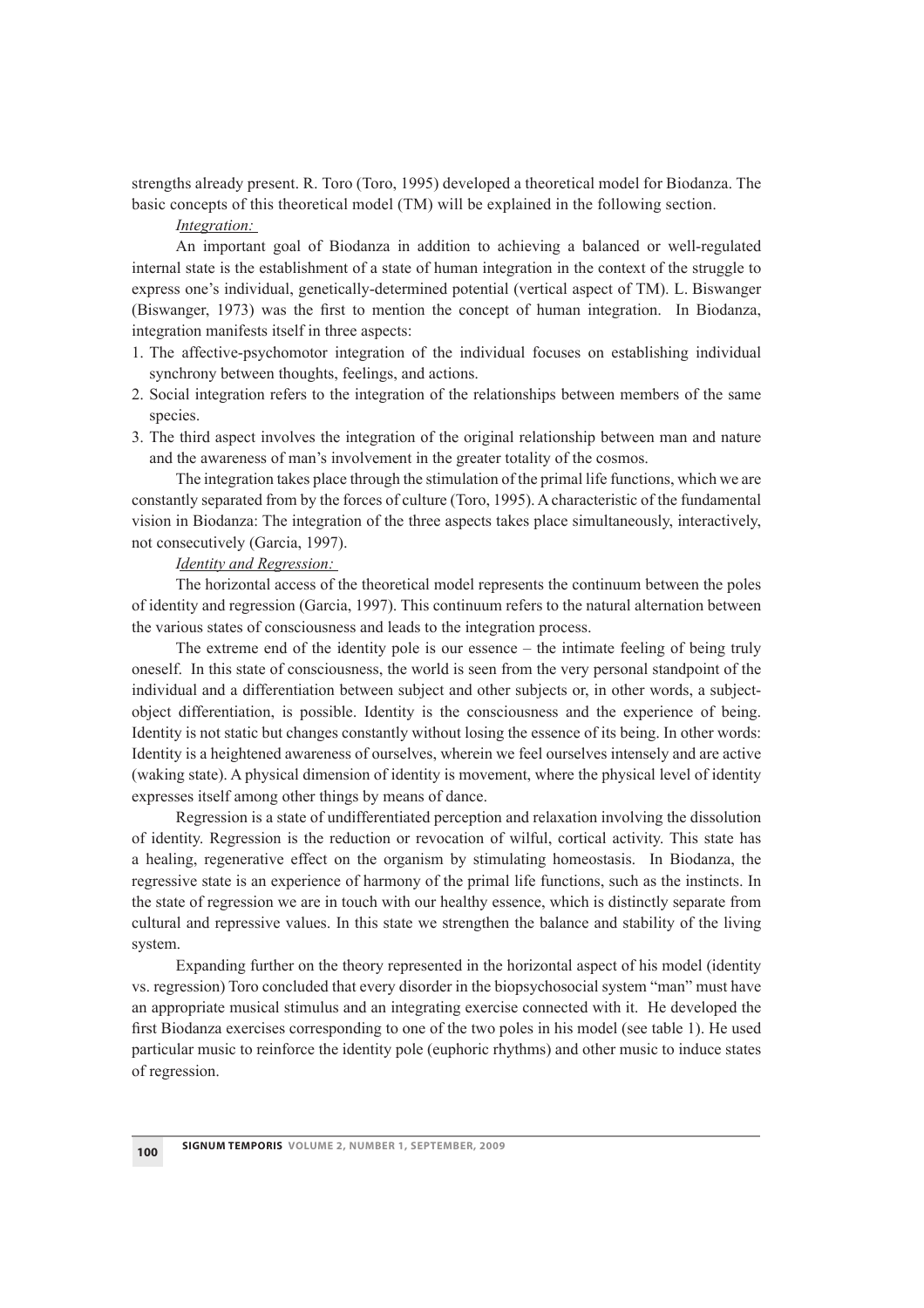strengths already present. R. Toro (Toro, 1995) developed a theoretical model for Biodanza. The basic concepts of this theoretical model (TM) will be explained in the following section.

*Integration:*

An important goal of Biodanza in addition to achieving a balanced or well-regulated internal state is the establishment of a state of human integration in the context of the struggle to express one's individual, genetically-determined potential (vertical aspect of TM). L. Biswanger (Biswanger, 1973) was the first to mention the concept of human integration. In Biodanza, integration manifests itself in three aspects:

1. The affective-psychomotor integration of the individual focuses on establishing individual synchrony between thoughts, feelings, and actions.
2. Social integration refers to the integration of the relationships between members of the same species.
3. The third aspect involves the integration of the original relationship between man and nature and the awareness of man's involvement in the greater totality of the cosmos.

The integration takes place through the stimulation of the primal life functions, which we are constantly separated from by the forces of culture (Toro, 1995). A characteristic of the fundamental vision in Biodanza: The integration of the three aspects takes place simultaneously, interactively, not consecutively (Garcia, 1997).

*Identity and Regression:*

The horizontal access of the theoretical model represents the continuum between the poles of identity and regression (Garcia, 1997). This continuum refers to the natural alternation between the various states of consciousness and leads to the integration process.

The extreme end of the identity pole is our essence – the intimate feeling of being truly oneself. In this state of consciousness, the world is seen from the very personal standpoint of the individual and a differentiation between subject and other subjects or, in other words, a subject-object differentiation, is possible. Identity is the consciousness and the experience of being. Identity is not static but changes constantly without losing the essence of its being. In other words: Identity is a heightened awareness of ourselves, wherein we feel ourselves intensely and are active (waking state). A physical dimension of identity is movement, where the physical level of identity expresses itself among other things by means of dance.

Regression is a state of undifferentiated perception and relaxation involving the dissolution of identity. Regression is the reduction or revocation of wilful, cortical activity. This state has a healing, regenerative effect on the organism by stimulating homeostasis. In Biodanza, the regressive state is an experience of harmony of the primal life functions, such as the instincts. In the state of regression we are in touch with our healthy essence, which is distinctly separate from cultural and repressive values. In this state we strengthen the balance and stability of the living system.

Expanding further on the theory represented in the horizontal aspect of his model (identity vs. regression) Toro concluded that every disorder in the biopsychosocial system "man" must have an appropriate musical stimulus and an integrating exercise connected with it. He developed the first Biodanza exercises corresponding to one of the two poles in his model (see table 1). He used particular music to reinforce the identity pole (euphoric rhythms) and other music to induce states of regression.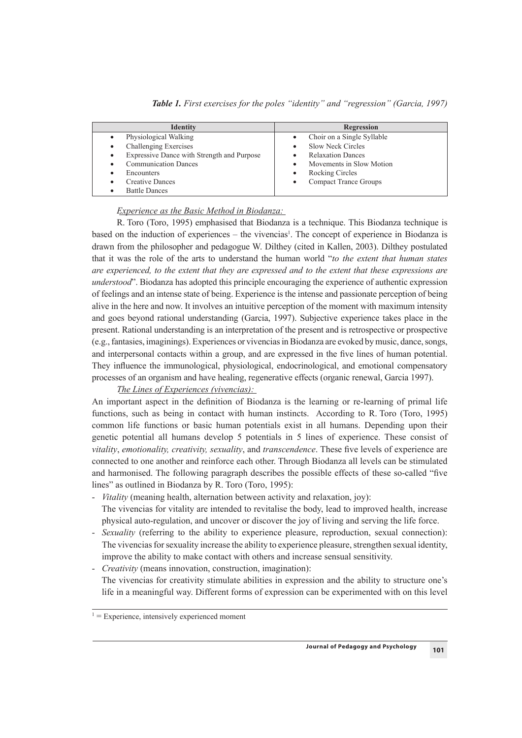***Table 1.** First exercises for the poles "identity" and "regression" (Garcia, 1997)*

| Identity | Regression |
|---|---|
| • Physiological Walking | • Choir on a Single Syllable |
| • Challenging Exercises | • Slow Neck Circles |
| • Expressive Dance with Strength and Purpose | • Relaxation Dances |
| • Communication Dances | • Movements in Slow Motion |
| • Encounters | • Rocking Circles |
| • Creative Dances | • Compact Trance Groups |
| • Battle Dances | |

<u>*Experience as the Basic Method in Biodanza:*</u>

R. Toro (Toro, 1995) emphasised that Biodanza is a technique. This Biodanza technique is based on the induction of experiences – the vivencias[1]. The concept of experience in Biodanza is drawn from the philosopher and pedagogue W. Dilthey (cited in Kallen, 2003). Dilthey postulated that it was the role of the arts to understand the human world "*to the extent that human states are experienced, to the extent that they are expressed and to the extent that these expressions are understood*". Biodanza has adopted this principle encouraging the experience of authentic expression of feelings and an intense state of being. Experience is the intense and passionate perception of being alive in the here and now. It involves an intuitive perception of the moment with maximum intensity and goes beyond rational understanding (Garcia, 1997). Subjective experience takes place in the present. Rational understanding is an interpretation of the present and is retrospective or prospective (e.g., fantasies, imaginings). Experiences or vivencias in Biodanza are evoked by music, dance, songs, and interpersonal contacts within a group, and are expressed in the five lines of human potential. They influence the immunological, physiological, endocrinological, and emotional compensatory processes of an organism and have healing, regenerative effects (organic renewal, Garcia 1997).

<u>*The Lines of Experiences (vivencias):*</u>

An important aspect in the definition of Biodanza is the learning or re-learning of primal life functions, such as being in contact with human instincts. According to R. Toro (Toro, 1995) common life functions or basic human potentials exist in all humans. Depending upon their genetic potential all humans develop 5 potentials in 5 lines of experience. These consist of *vitality*, *emotionality, creativity, sexuality*, and *transcendence*. These five levels of experience are connected to one another and reinforce each other. Through Biodanza all levels can be stimulated and harmonised. The following paragraph describes the possible effects of these so-called "five lines" as outlined in Biodanza by R. Toro (Toro, 1995):

- *Vitality* (meaning health, alternation between activity and relaxation, joy):
  The vivencias for vitality are intended to revitalise the body, lead to improved health, increase physical auto-regulation, and uncover or discover the joy of living and serving the life force.
- *Sexuality* (referring to the ability to experience pleasure, reproduction, sexual connection): The vivencias for sexuality increase the ability to experience pleasure, strengthen sexual identity, improve the ability to make contact with others and increase sensual sensitivity.
- *Creativity* (means innovation, construction, imagination):
  The vivencias for creativity stimulate abilities in expression and the ability to structure one's life in a meaningful way. Different forms of expression can be experimented with on this level

[1] = Experience, intensively experienced moment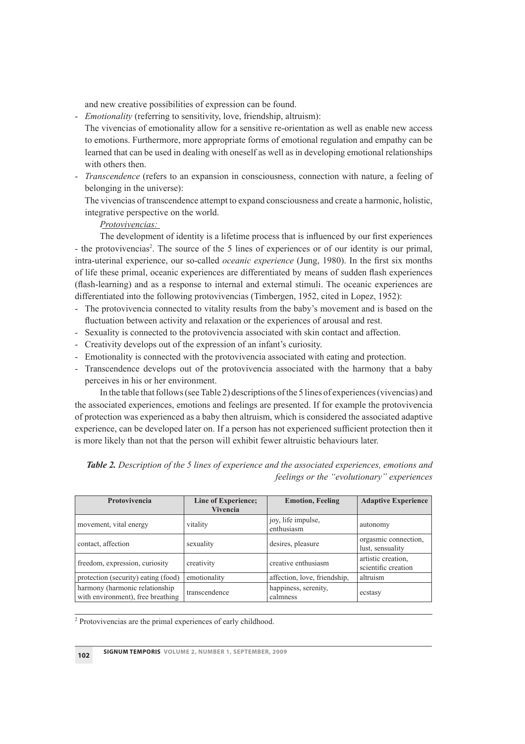and new creative possibilities of expression can be found.

- *Emotionality* (referring to sensitivity, love, friendship, altruism):
  The vivencias of emotionality allow for a sensitive re-orientation as well as enable new access to emotions. Furthermore, more appropriate forms of emotional regulation and empathy can be learned that can be used in dealing with oneself as well as in developing emotional relationships with others then.
- *Transcendence* (refers to an expansion in consciousness, connection with nature, a feeling of belonging in the universe):
  The vivencias of transcendence attempt to expand consciousness and create a harmonic, holistic, integrative perspective on the world.

*Protovivencias:*

The development of identity is a lifetime process that is influenced by our first experiences - the protovivencias[2]. The source of the 5 lines of experiences or of our identity is our primal, intra-uterinal experience, our so-called *oceanic experience* (Jung, 1980). In the first six months of life these primal, oceanic experiences are differentiated by means of sudden flash experiences (flash-learning) and as a response to internal and external stimuli. The oceanic experiences are differentiated into the following protovivencias (Timbergen, 1952, cited in Lopez, 1952):

- The protovivencia connected to vitality results from the baby's movement and is based on the fluctuation between activity and relaxation or the experiences of arousal and rest.
- Sexuality is connected to the protovivencia associated with skin contact and affection.
- Creativity develops out of the expression of an infant's curiosity.
- Emotionality is connected with the protovivencia associated with eating and protection.
- Transcendence develops out of the protovivencia associated with the harmony that a baby perceives in his or her environment.

In the table that follows (see Table 2) descriptions of the 5 lines of experiences (vivencias) and the associated experiences, emotions and feelings are presented. If for example the protovivencia of protection was experienced as a baby then altruism, which is considered the associated adaptive experience, can be developed later on. If a person has not experienced sufficient protection then it is more likely than not that the person will exhibit fewer altruistic behaviours later.

***Table 2.*** *Description of the 5 lines of experience and the associated experiences, emotions and feelings or the "evolutionary" experiences*

| Protovivencia | Line of Experience; Vivencia | Emotion, Feeling | Adaptive Experience |
|---|---|---|---|
| movement, vital energy | vitality | joy, life impulse, enthusiasm | autonomy |
| contact, affection | sexuality | desires, pleasure | orgasmic connection, lust, sensuality |
| freedom, expression, curiosity | creativity | creative enthusiasm | artistic creation, scientific creation |
| protection (security) eating (food) | emotionality | affection, love, friendship, | altruism |
| harmony (harmonic relationship with environment), free breathing | transcendence | happiness, serenity, calmness | ecstasy |

[2] Protovivencias are the primal experiences of early childhood.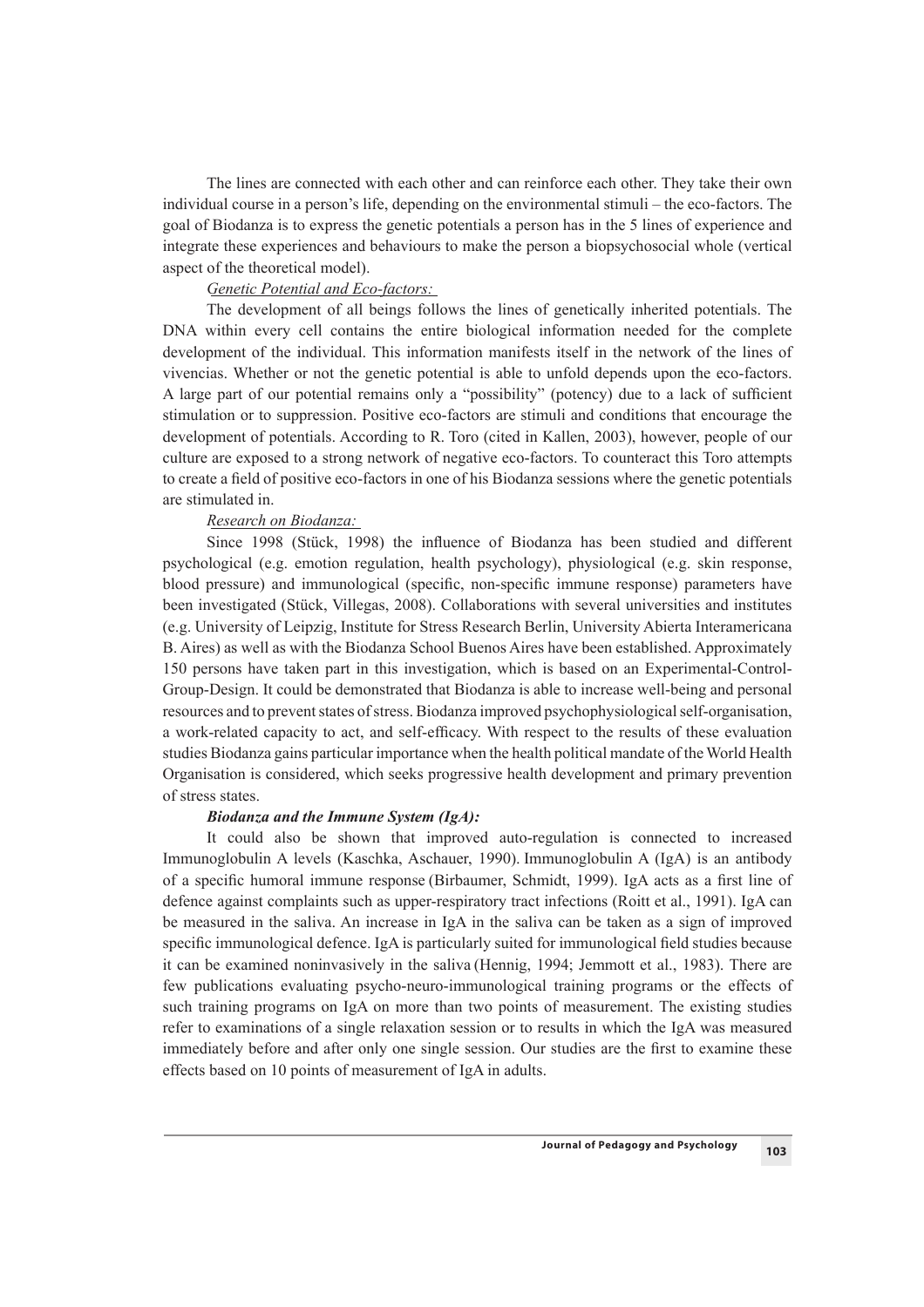The lines are connected with each other and can reinforce each other. They take their own individual course in a person's life, depending on the environmental stimuli – the eco-factors. The goal of Biodanza is to express the genetic potentials a person has in the 5 lines of experience and integrate these experiences and behaviours to make the person a biopsychosocial whole (vertical aspect of the theoretical model).

*Genetic Potential and Eco-factors:*

The development of all beings follows the lines of genetically inherited potentials. The DNA within every cell contains the entire biological information needed for the complete development of the individual. This information manifests itself in the network of the lines of vivencias. Whether or not the genetic potential is able to unfold depends upon the eco-factors. A large part of our potential remains only a "possibility" (potency) due to a lack of sufficient stimulation or to suppression. Positive eco-factors are stimuli and conditions that encourage the development of potentials. According to R. Toro (cited in Kallen, 2003), however, people of our culture are exposed to a strong network of negative eco-factors. To counteract this Toro attempts to create a field of positive eco-factors in one of his Biodanza sessions where the genetic potentials are stimulated in.

*Research on Biodanza:*

Since 1998 (Stück, 1998) the influence of Biodanza has been studied and different psychological (e.g. emotion regulation, health psychology), physiological (e.g. skin response, blood pressure) and immunological (specific, non-specific immune response) parameters have been investigated (Stück, Villegas, 2008). Collaborations with several universities and institutes (e.g. University of Leipzig, Institute for Stress Research Berlin, University Abierta Interamericana B. Aires) as well as with the Biodanza School Buenos Aires have been established. Approximately 150 persons have taken part in this investigation, which is based on an Experimental-Control-Group-Design. It could be demonstrated that Biodanza is able to increase well-being and personal resources and to prevent states of stress. Biodanza improved psychophysiological self-organisation, a work-related capacity to act, and self-efficacy. With respect to the results of these evaluation studies Biodanza gains particular importance when the health political mandate of the World Health Organisation is considered, which seeks progressive health development and primary prevention of stress states.

***Biodanza and the Immune System (IgA):***

It could also be shown that improved auto-regulation is connected to increased Immunoglobulin A levels (Kaschka, Aschauer, 1990). Immunoglobulin A (IgA) is an antibody of a specific humoral immune response (Birbaumer, Schmidt, 1999). IgA acts as a first line of defence against complaints such as upper-respiratory tract infections (Roitt et al., 1991). IgA can be measured in the saliva. An increase in IgA in the saliva can be taken as a sign of improved specific immunological defence. IgA is particularly suited for immunological field studies because it can be examined noninvasively in the saliva (Hennig, 1994; Jemmott et al., 1983). There are few publications evaluating psycho-neuro-immunological training programs or the effects of such training programs on IgA on more than two points of measurement. The existing studies refer to examinations of a single relaxation session or to results in which the IgA was measured immediately before and after only one single session. Our studies are the first to examine these effects based on 10 points of measurement of IgA in adults.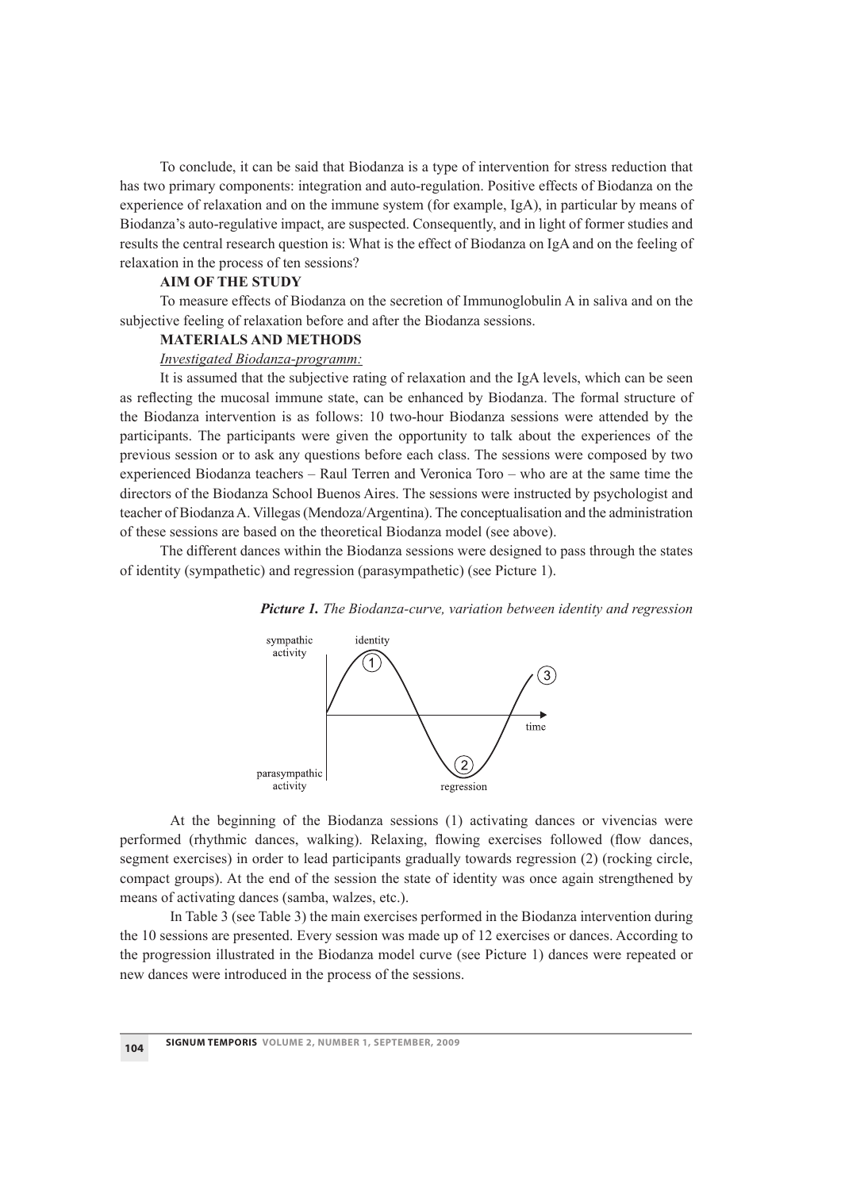To conclude, it can be said that Biodanza is a type of intervention for stress reduction that has two primary components: integration and auto-regulation. Positive effects of Biodanza on the experience of relaxation and on the immune system (for example, IgA), in particular by means of Biodanza's auto-regulative impact, are suspected. Consequently, and in light of former studies and results the central research question is: What is the effect of Biodanza on IgA and on the feeling of relaxation in the process of ten sessions?

## AIM OF THE STUDY

To measure effects of Biodanza on the secretion of Immunoglobulin A in saliva and on the subjective feeling of relaxation before and after the Biodanza sessions.

## MATERIALS AND METHODS

*Investigated Biodanza-programm:*

It is assumed that the subjective rating of relaxation and the IgA levels, which can be seen as reflecting the mucosal immune state, can be enhanced by Biodanza. The formal structure of the Biodanza intervention is as follows: 10 two-hour Biodanza sessions were attended by the participants. The participants were given the opportunity to talk about the experiences of the previous session or to ask any questions before each class. The sessions were composed by two experienced Biodanza teachers – Raul Terren and Veronica Toro – who are at the same time the directors of the Biodanza School Buenos Aires. The sessions were instructed by psychologist and teacher of Biodanza A. Villegas (Mendoza/Argentina). The conceptualisation and the administration of these sessions are based on the theoretical Biodanza model (see above).

The different dances within the Biodanza sessions were designed to pass through the states of identity (sympathetic) and regression (parasympathetic) (see Picture 1).

***Picture 1.*** *The Biodanza-curve, variation between identity and regression*

sympathic activity
identity
1
3
time
2
parasympathic activity
regression

At the beginning of the Biodanza sessions (1) activating dances or vivencias were performed (rhythmic dances, walking). Relaxing, flowing exercises followed (flow dances, segment exercises) in order to lead participants gradually towards regression (2) (rocking circle, compact groups). At the end of the session the state of identity was once again strengthened by means of activating dances (samba, walzes, etc.).

In Table 3 (see Table 3) the main exercises performed in the Biodanza intervention during the 10 sessions are presented. Every session was made up of 12 exercises or dances. According to the progression illustrated in the Biodanza model curve (see Picture 1) dances were repeated or new dances were introduced in the process of the sessions.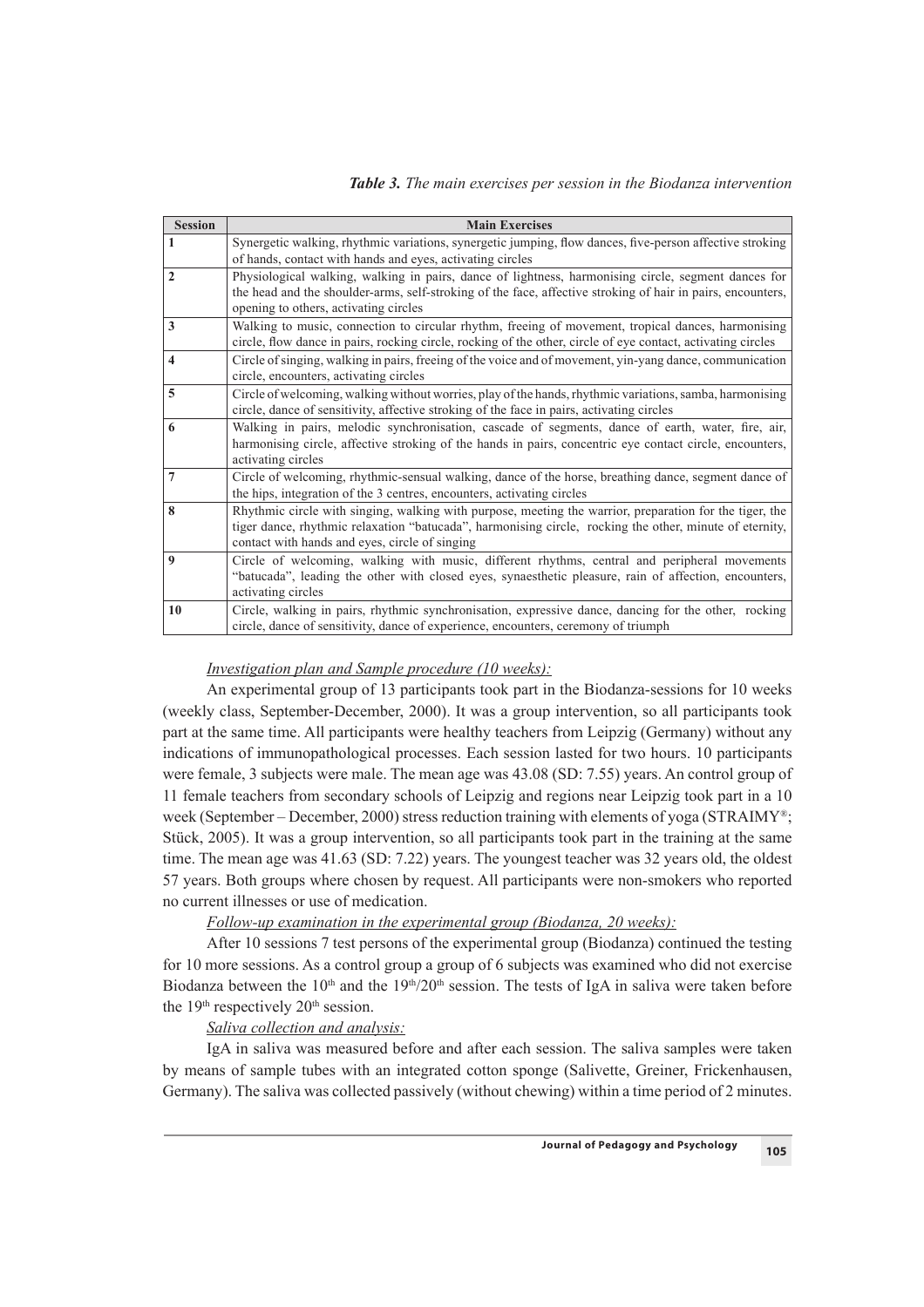***Table 3.*** *The main exercises per session in the Biodanza intervention*

| Session | Main Exercises |
|---|---|
| 1 | Synergetic walking, rhythmic variations, synergetic jumping, flow dances, five-person affective stroking of hands, contact with hands and eyes, activating circles |
| 2 | Physiological walking, walking in pairs, dance of lightness, harmonising circle, segment dances for the head and the shoulder-arms, self-stroking of the face, affective stroking of hair in pairs, encounters, opening to others, activating circles |
| 3 | Walking to music, connection to circular rhythm, freeing of movement, tropical dances, harmonising circle, flow dance in pairs, rocking circle, rocking of the other, circle of eye contact, activating circles |
| 4 | Circle of singing, walking in pairs, freeing of the voice and of movement, yin-yang dance, communication circle, encounters, activating circles |
| 5 | Circle of welcoming, walking without worries, play of the hands, rhythmic variations, samba, harmonising circle, dance of sensitivity, affective stroking of the face in pairs, activating circles |
| 6 | Walking in pairs, melodic synchronisation, cascade of segments, dance of earth, water, fire, air, harmonising circle, affective stroking of the hands in pairs, concentric eye contact circle, encounters, activating circles |
| 7 | Circle of welcoming, rhythmic-sensual walking, dance of the horse, breathing dance, segment dance of the hips, integration of the 3 centres, encounters, activating circles |
| 8 | Rhythmic circle with singing, walking with purpose, meeting the warrior, preparation for the tiger, the tiger dance, rhythmic relaxation "batucada", harmonising circle, rocking the other, minute of eternity, contact with hands and eyes, circle of singing |
| 9 | Circle of welcoming, walking with music, different rhythms, central and peripheral movements "batucada", leading the other with closed eyes, synaesthetic pleasure, rain of affection, encounters, activating circles |
| 10 | Circle, walking in pairs, rhythmic synchronisation, expressive dance, dancing for the other, rocking circle, dance of sensitivity, dance of experience, encounters, ceremony of triumph |

*Investigation plan and Sample procedure (10 weeks):*

An experimental group of 13 participants took part in the Biodanza-sessions for 10 weeks (weekly class, September-December, 2000). It was a group intervention, so all participants took part at the same time. All participants were healthy teachers from Leipzig (Germany) without any indications of immunopathological processes. Each session lasted for two hours. 10 participants were female, 3 subjects were male. The mean age was 43.08 (SD: 7.55) years. An control group of 11 female teachers from secondary schools of Leipzig and regions near Leipzig took part in a 10 week (September – December, 2000) stress reduction training with elements of yoga (STRAIMY®; Stück, 2005). It was a group intervention, so all participants took part in the training at the same time. The mean age was 41.63 (SD: 7.22) years. The youngest teacher was 32 years old, the oldest 57 years. Both groups where chosen by request. All participants were non-smokers who reported no current illnesses or use of medication.

*Follow-up examination in the experimental group (Biodanza, 20 weeks):*

After 10 sessions 7 test persons of the experimental group (Biodanza) continued the testing for 10 more sessions. As a control group a group of 6 subjects was examined who did not exercise Biodanza between the 10th and the 19th/20th session. The tests of IgA in saliva were taken before the 19th respectively 20th session.

*Saliva collection and analysis:*

IgA in saliva was measured before and after each session. The saliva samples were taken by means of sample tubes with an integrated cotton sponge (Salivette, Greiner, Frickenhausen, Germany). The saliva was collected passively (without chewing) within a time period of 2 minutes.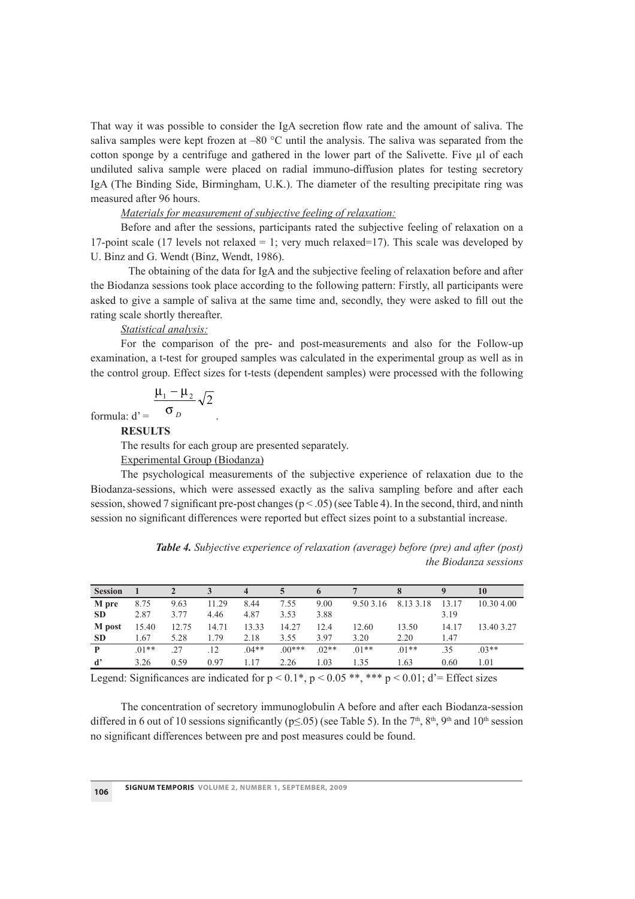That way it was possible to consider the IgA secretion flow rate and the amount of saliva. The saliva samples were kept frozen at –80 °C until the analysis. The saliva was separated from the cotton sponge by a centrifuge and gathered in the lower part of the Salivette. Five μl of each undiluted saliva sample were placed on radial immuno-diffusion plates for testing secretory IgA (The Binding Side, Birmingham, U.K.). The diameter of the resulting precipitate ring was measured after 96 hours.

*Materials for measurement of subjective feeling of relaxation:*

Before and after the sessions, participants rated the subjective feeling of relaxation on a 17-point scale (17 levels not relaxed = 1; very much relaxed=17). This scale was developed by U. Binz and G. Wendt (Binz, Wendt, 1986).

The obtaining of the data for IgA and the subjective feeling of relaxation before and after the Biodanza sessions took place according to the following pattern: Firstly, all participants were asked to give a sample of saliva at the same time and, secondly, they were asked to fill out the rating scale shortly thereafter.

*Statistical analysis:*

For the comparison of the pre- and post-measurements and also for the Follow-up examination, a t-test for grouped samples was calculated in the experimental group as well as in the control group. Effect sizes for t-tests (dependent samples) were processed with the following formula: $d' = \frac{\mu_1 - \mu_2}{\sigma_D}\sqrt{2}$.

**RESULTS**

The results for each group are presented separately.

Experimental Group (Biodanza)

The psychological measurements of the subjective experience of relaxation due to the Biodanza-sessions, which were assessed exactly as the saliva sampling before and after each session, showed 7 significant pre-post changes ($p < .05$) (see Table 4). In the second, third, and ninth session no significant differences were reported but effect sizes point to a substantial increase.

***Table 4.** Subjective experience of relaxation (average) before (pre) and after (post) the Biodanza sessions*

| Session | 1 | 2 | 3 | 4 | 5 | 6 | 7 | 8 | 9 | 10 |
|---|---|---|---|---|---|---|---|---|---|---|
| M pre | 8.75 | 9.63 | 11.29 | 8.44 | 7.55 | 9.00 | 9.50 3.16 | 8.13 3.18 | 13.17 | 10.30 4.00 |
| SD | 2.87 | 3.77 | 4.46 | 4.87 | 3.53 | 3.88 | | | 3.19 | |
| M post | 15.40 | 12.75 | 14.71 | 13.33 | 14.27 | 12.4 | 12.60 | 13.50 | 14.17 | 13.40 3.27 |
| SD | 1.67 | 5.28 | 1.79 | 2.18 | 3.55 | 3.97 | 3.20 | 2.20 | 1.47 | |
| P | .01** | .27 | .12 | .04** | .00*** | .02** | .01** | .01** | .35 | .03** |
| d' | 3.26 | 0.59 | 0.97 | 1.17 | 2.26 | 1.03 | 1.35 | 1.63 | 0.60 | 1.01 |

Legend: Significances are indicated for $p < 0.1$*, $p < 0.05$ **, *** $p < 0.01$; d'= Effect sizes

The concentration of secretory immunoglobulin A before and after each Biodanza-session differed in 6 out of 10 sessions significantly ($p \leq .05$) (see Table 5). In the 7th, 8th, 9th and 10th session no significant differences between pre and post measures could be found.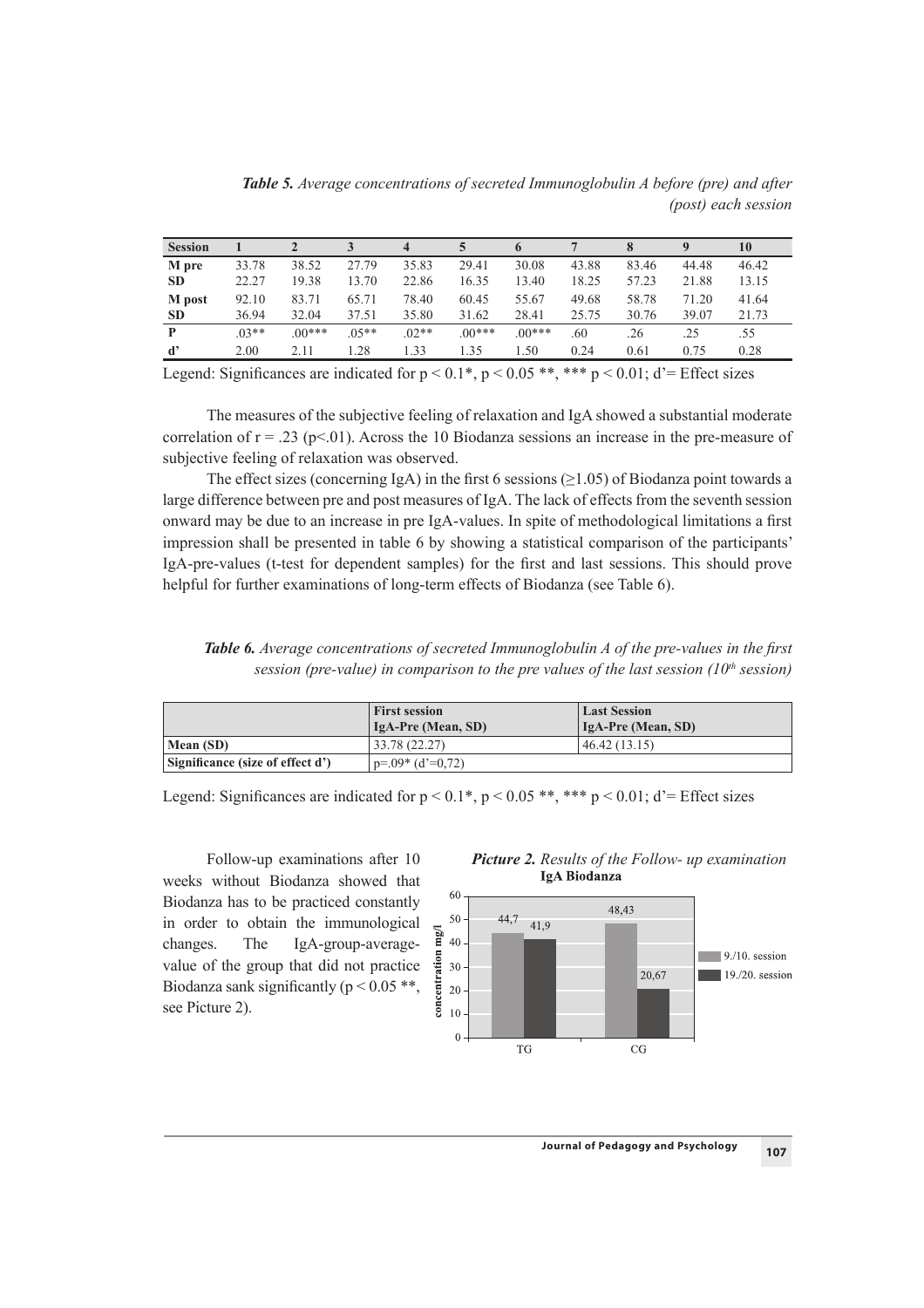*Table 5. Average concentrations of secreted Immunoglobulin A before (pre) and after (post) each session*

| Session | 1 | 2 | 3 | 4 | 5 | 6 | 7 | 8 | 9 | 10 |
|---|---|---|---|---|---|---|---|---|---|---|
| M pre | 33.78 | 38.52 | 27.79 | 35.83 | 29.41 | 30.08 | 43.88 | 83.46 | 44.48 | 46.42 |
| SD | 22.27 | 19.38 | 13.70 | 22.86 | 16.35 | 13.40 | 18.25 | 57.23 | 21.88 | 13.15 |
| M post | 92.10 | 83.71 | 65.71 | 78.40 | 60.45 | 55.67 | 49.68 | 58.78 | 71.20 | 41.64 |
| SD | 36.94 | 32.04 | 37.51 | 35.80 | 31.62 | 28.41 | 25.75 | 30.76 | 39.07 | 21.73 |
| P | .03** | .00*** | .05** | .02** | .00*** | .00*** | .60 | .26 | .25 | .55 |
| d' | 2.00 | 2.11 | 1.28 | 1.33 | 1.35 | 1.50 | 0.24 | 0.61 | 0.75 | 0.28 |

Legend: Significances are indicated for $p < 0.1$*, $p < 0.05$ **, *** $p < 0.01$; d'= Effect sizes

The measures of the subjective feeling of relaxation and IgA showed a substantial moderate correlation of $r = .23$ ($p<.01$). Across the 10 Biodanza sessions an increase in the pre-measure of subjective feeling of relaxation was observed.

The effect sizes (concerning IgA) in the first 6 sessions ($\geq 1.05$) of Biodanza point towards a large difference between pre and post measures of IgA. The lack of effects from the seventh session onward may be due to an increase in pre IgA-values. In spite of methodological limitations a first impression shall be presented in table 6 by showing a statistical comparison of the participants' IgA-pre-values (t-test for dependent samples) for the first and last sessions. This should prove helpful for further examinations of long-term effects of Biodanza (see Table 6).

*Table 6. Average concentrations of secreted Immunoglobulin A of the pre-values in the first session (pre-value) in comparison to the pre values of the last session (10th session)*

| | First session IgA-Pre (Mean, SD) | Last Session IgA-Pre (Mean, SD) |
|---|---|---|
| Mean (SD) | 33.78 (22.27) | 46.42 (13.15) |
| Significance (size of effect d') | p=.09* (d'=0,72) | |

Legend: Significances are indicated for $p < 0.1$*, $p < 0.05$ **, *** $p < 0.01$; d'= Effect sizes

Follow-up examinations after 10 weeks without Biodanza showed that Biodanza has to be practiced constantly in order to obtain the immunological changes. The IgA-group-average-value of the group that did not practice Biodanza sank significantly ($p < 0.05$ **, see Picture 2).

*Picture 2. Results of the Follow- up examination*

**IgA Biodanza**

| | 9./10. session | 19./20. session |
|---|---|---|
| TG | 44,7 | 41,9 |
| CG | 48,43 | 20,67 |

(concentration mg/l)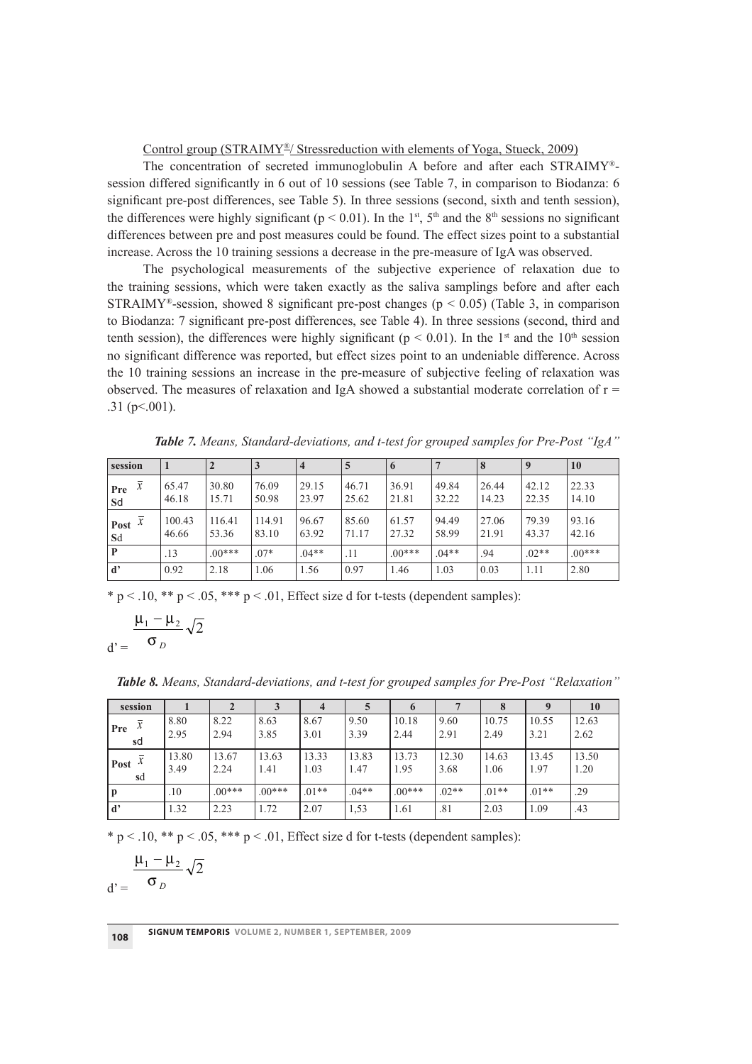Control group (STRAIMY®/ Stressreduction with elements of Yoga, Stueck, 2009)

The concentration of secreted immunoglobulin A before and after each STRAIMY®-session differed significantly in 6 out of 10 sessions (see Table 7, in comparison to Biodanza: 6 significant pre-post differences, see Table 5). In three sessions (second, sixth and tenth session), the differences were highly significant ($p < 0.01$). In the 1st, 5th and the 8th sessions no significant differences between pre and post measures could be found. The effect sizes point to a substantial increase. Across the 10 training sessions a decrease in the pre-measure of IgA was observed.

The psychological measurements of the subjective experience of relaxation due to the training sessions, which were taken exactly as the saliva samplings before and after each STRAIMY®-session, showed 8 significant pre-post changes ($p < 0.05$) (Table 3, in comparison to Biodanza: 7 significant pre-post differences, see Table 4). In three sessions (second, third and tenth session), the differences were highly significant ($p < 0.01$). In the 1st and the 10th session no significant difference was reported, but effect sizes point to an undeniable difference. Across the 10 training sessions an increase in the pre-measure of subjective feeling of relaxation was observed. The measures of relaxation and IgA showed a substantial moderate correlation of $r = .31$ ($p<.001$).

***Table 7.*** *Means, Standard-deviations, and t-test for grouped samples for Pre-Post "IgA"*

| session | 1 | 2 | 3 | 4 | 5 | 6 | 7 | 8 | 9 | 10 |
|---|---|---|---|---|---|---|---|---|---|---|
| Pre $\bar{x}$ | 65.47 | 30.80 | 76.09 | 29.15 | 46.71 | 36.91 | 49.84 | 26.44 | 42.12 | 22.33 |
| Sd | 46.18 | 15.71 | 50.98 | 23.97 | 25.62 | 21.81 | 32.22 | 14.23 | 22.35 | 14.10 |
| Post $\bar{x}$ | 100.43 | 116.41 | 114.91 | 96.67 | 85.60 | 61.57 | 94.49 | 27.06 | 79.39 | 93.16 |
| Sd | 46.66 | 53.36 | 83.10 | 63.92 | 71.17 | 27.32 | 58.99 | 21.91 | 43.37 | 42.16 |
| P | .13 | .00*** | .07* | .04** | .11 | .00*** | .04** | .94 | .02** | .00*** |
| d' | 0.92 | 2.18 | 1.06 | 1.56 | 0.97 | 1.46 | 1.03 | 0.03 | 1.11 | 2.80 |

* $p < .10$, ** $p < .05$, *** $p < .01$, Effect size d for t-tests (dependent samples):

$$d' = \frac{\mu_1 - \mu_2}{\sigma_D}\sqrt{2}$$

***Table 8.*** *Means, Standard-deviations, and t-test for grouped samples for Pre-Post "Relaxation"*

| session | 1 | 2 | 3 | 4 | 5 | 6 | 7 | 8 | 9 | 10 |
|---|---|---|---|---|---|---|---|---|---|---|
| Pre $\bar{x}$ | 8.80 | 8.22 | 8.63 | 8.67 | 9.50 | 10.18 | 9.60 | 10.75 | 10.55 | 12.63 |
| sd | 2.95 | 2.94 | 3.85 | 3.01 | 3.39 | 2.44 | 2.91 | 2.49 | 3.21 | 2.62 |
| Post $\bar{x}$ | 13.80 | 13.67 | 13.63 | 13.33 | 13.83 | 13.73 | 12.30 | 14.63 | 13.45 | 13.50 |
| sd | 3.49 | 2.24 | 1.41 | 1.03 | 1.47 | 1.95 | 3.68 | 1.06 | 1.97 | 1.20 |
| p | .10 | .00*** | .00*** | .01** | .04** | .00*** | .02** | .01** | .01** | .29 |
| d' | 1.32 | 2.23 | 1.72 | 2.07 | 1,53 | 1.61 | .81 | 2.03 | 1.09 | .43 |

* $p < .10$, ** $p < .05$, *** $p < .01$, Effect size d for t-tests (dependent samples):

$$d' = \frac{\mu_1 - \mu_2}{\sigma_D}\sqrt{2}$$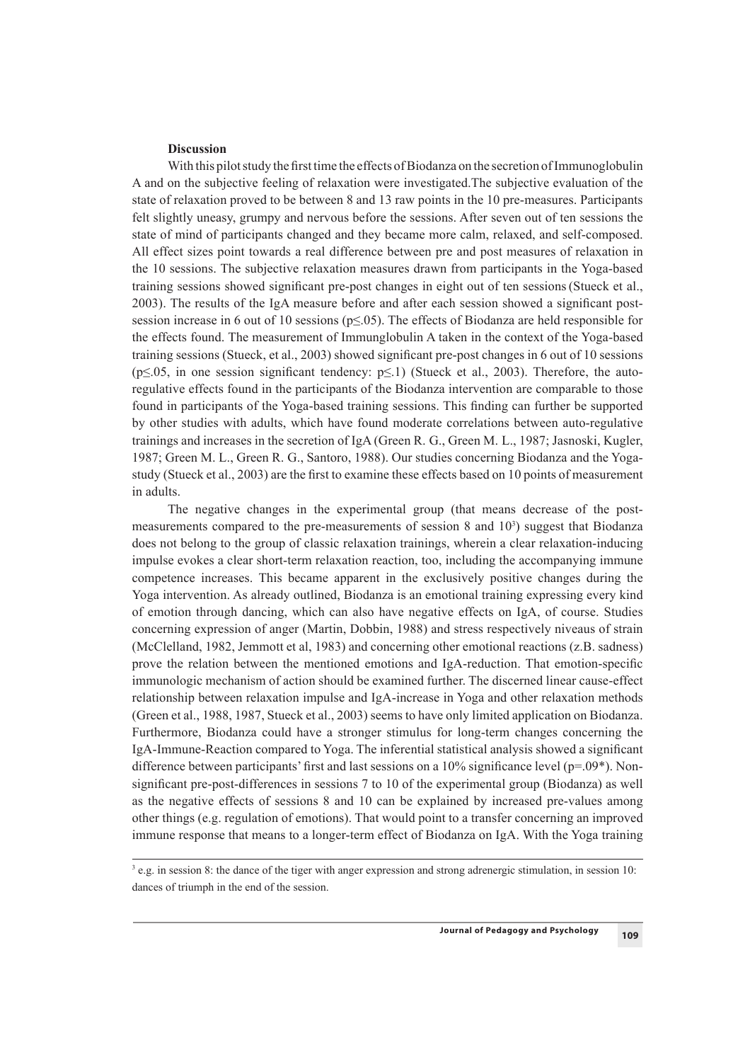## Discussion

With this pilot study the first time the effects of Biodanza on the secretion of Immunoglobulin A and on the subjective feeling of relaxation were investigated.The subjective evaluation of the state of relaxation proved to be between 8 and 13 raw points in the 10 pre-measures. Participants felt slightly uneasy, grumpy and nervous before the sessions. After seven out of ten sessions the state of mind of participants changed and they became more calm, relaxed, and self-composed. All effect sizes point towards a real difference between pre and post measures of relaxation in the 10 sessions. The subjective relaxation measures drawn from participants in the Yoga-based training sessions showed significant pre-post changes in eight out of ten sessions (Stueck et al., 2003). The results of the IgA measure before and after each session showed a significant post-session increase in 6 out of 10 sessions ($p \leq .05$). The effects of Biodanza are held responsible for the effects found. The measurement of Immunglobulin A taken in the context of the Yoga-based training sessions (Stueck, et al., 2003) showed significant pre-post changes in 6 out of 10 sessions ($p \leq .05$, in one session significant tendency: $p \leq .1$) (Stueck et al., 2003). Therefore, the auto-regulative effects found in the participants of the Biodanza intervention are comparable to those found in participants of the Yoga-based training sessions. This finding can further be supported by other studies with adults, which have found moderate correlations between auto-regulative trainings and increases in the secretion of IgA (Green R. G., Green M. L., 1987; Jasnoski, Kugler, 1987; Green M. L., Green R. G., Santoro, 1988). Our studies concerning Biodanza and the Yoga-study (Stueck et al., 2003) are the first to examine these effects based on 10 points of measurement in adults.

The negative changes in the experimental group (that means decrease of the post-measurements compared to the pre-measurements of session 8 and 10[3]) suggest that Biodanza does not belong to the group of classic relaxation trainings, wherein a clear relaxation-inducing impulse evokes a clear short-term relaxation reaction, too, including the accompanying immune competence increases. This became apparent in the exclusively positive changes during the Yoga intervention. As already outlined, Biodanza is an emotional training expressing every kind of emotion through dancing, which can also have negative effects on IgA, of course. Studies concerning expression of anger (Martin, Dobbin, 1988) and stress respectively niveaus of strain (McClelland, 1982, Jemmott et al, 1983) and concerning other emotional reactions (z.B. sadness) prove the relation between the mentioned emotions and IgA-reduction. That emotion-specific immunologic mechanism of action should be examined further. The discerned linear cause-effect relationship between relaxation impulse and IgA-increase in Yoga and other relaxation methods (Green et al., 1988, 1987, Stueck et al., 2003) seems to have only limited application on Biodanza. Furthermore, Biodanza could have a stronger stimulus for long-term changes concerning the IgA-Immune-Reaction compared to Yoga. The inferential statistical analysis showed a significant difference between participants' first and last sessions on a 10% significance level ($p=.09^*$). Non-significant pre-post-differences in sessions 7 to 10 of the experimental group (Biodanza) as well as the negative effects of sessions 8 and 10 can be explained by increased pre-values among other things (e.g. regulation of emotions). That would point to a transfer concerning an improved immune response that means to a longer-term effect of Biodanza on IgA. With the Yoga training

[3] e.g. in session 8: the dance of the tiger with anger expression and strong adrenergic stimulation, in session 10: dances of triumph in the end of the session.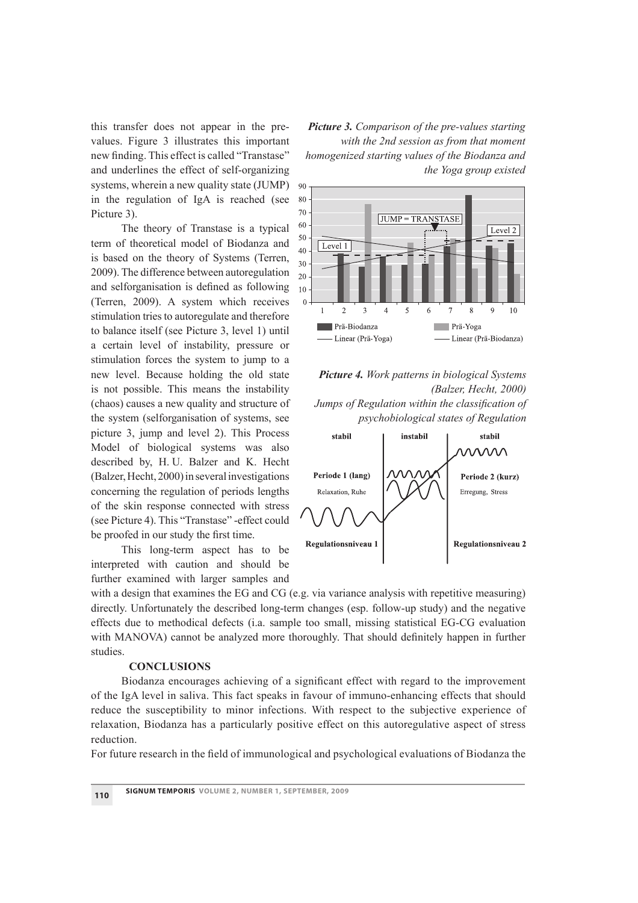this transfer does not appear in the pre-values. Figure 3 illustrates this important new finding. This effect is called "Transtase" and underlines the effect of self-organizing systems, wherein a new quality state (JUMP) in the regulation of IgA is reached (see Picture 3).

The theory of Transtase is a typical term of theoretical model of Biodanza and is based on the theory of Systems (Terren, 2009). The difference between autoregulation and selforganisation is defined as following (Terren, 2009). A system which receives stimulation tries to autoregulate and therefore to balance itself (see Picture 3, level 1) until a certain level of instability, pressure or stimulation forces the system to jump to a new level. Because holding the old state is not possible. This means the instability (chaos) causes a new quality and structure of the system (selforganisation of systems, see picture 3, jump and level 2). This Process Model of biological systems was also described by, H. U. Balzer and K. Hecht (Balzer, Hecht, 2000) in several investigations concerning the regulation of periods lengths of the skin response connected with stress (see Picture 4). This "Transtase" -effect could be proofed in our study the first time.

***Picture 3.*** *Comparison of the pre-values starting with the 2nd session as from that moment homogenized starting values of the Biodanza and the Yoga group existed*

***Picture 4.*** *Work patterns in biological Systems (Balzer, Hecht, 2000) Jumps of Regulation within the classification of psychobiological states of Regulation*

This long-term aspect has to be interpreted with caution and should be further examined with larger samples and with a design that examines the EG and CG (e.g. via variance analysis with repetitive measuring) directly. Unfortunately the described long-term changes (esp. follow-up study) and the negative effects due to methodical defects (i.a. sample too small, missing statistical EG-CG evaluation with MANOVA) cannot be analyzed more thoroughly. That should definitely happen in further studies.

## CONCLUSIONS

Biodanza encourages achieving of a significant effect with regard to the improvement of the IgA level in saliva. This fact speaks in favour of immuno-enhancing effects that should reduce the susceptibility to minor infections. With respect to the subjective experience of relaxation, Biodanza has a particularly positive effect on this autoregulative aspect of stress reduction.

For future research in the field of immunological and psychological evaluations of Biodanza the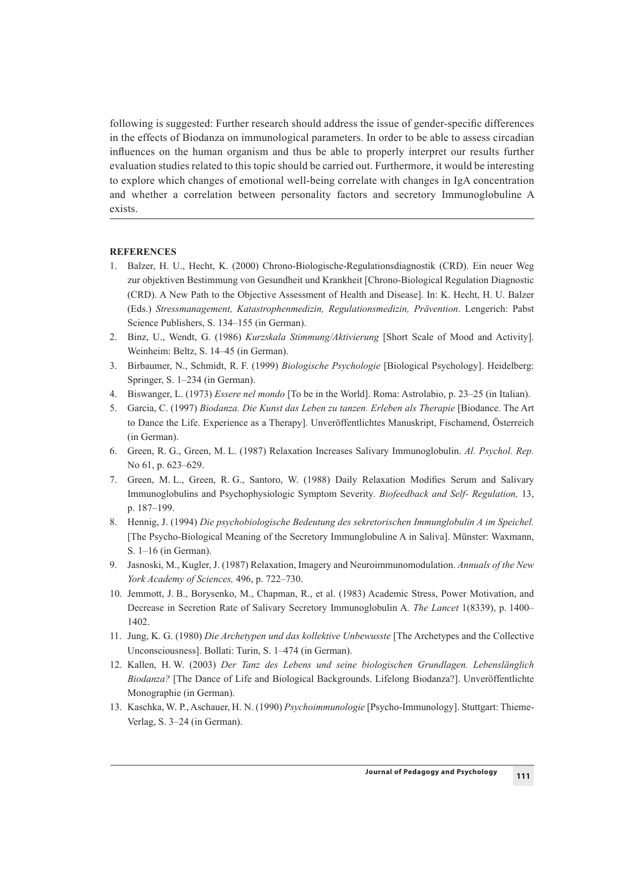following is suggested: Further research should address the issue of gender-specific differences in the effects of Biodanza on immunological parameters. In order to be able to assess circadian influences on the human organism and thus be able to properly interpret our results further evaluation studies related to this topic should be carried out. Furthermore, it would be interesting to explore which changes of emotional well-being correlate with changes in IgA concentration and whether a correlation between personality factors and secretory Immunoglobuline A exists.

## REFERENCES

1. Balzer, H. U., Hecht, K. (2000) Chrono-Biologische-Regulationsdiagnostik (CRD). Ein neuer Weg zur objektiven Bestimmung von Gesundheit und Krankheit [Chrono-Biological Regulation Diagnostic (CRD). A New Path to the Objective Assessment of Health and Disease]. In: K. Hecht, H. U. Balzer (Eds.) *Stressmanagement, Katastrophenmedizin, Regulationsmedizin, Prävention*. Lengerich: Pabst Science Publishers, S. 134–155 (in German).
2. Binz, U., Wendt, G. (1986) *Kurzskala Stimmung/Aktivierung* [Short Scale of Mood and Activity]. Weinheim: Beltz, S. 14–45 (in German).
3. Birbaumer, N., Schmidt, R. F. (1999) *Biologische Psychologie* [Biological Psychology]. Heidelberg: Springer, S. 1–234 (in German).
4. Biswanger, L. (1973) *Essere nel mondo* [To be in the World]. Roma: Astrolabio, p. 23–25 (in Italian).
5. Garcia, C. (1997) *Biodanza. Die Kunst das Leben zu tanzen. Erleben als Therapie* [Biodance. The Art to Dance the Life. Experience as a Therapy]. Unveröffentlichtes Manuskript, Fischamend, Österreich (in German).
6. Green, R. G., Green, M. L. (1987) Relaxation Increases Salivary Immunoglobulin. *Al. Psychol. Rep.* No 61, p. 623–629.
7. Green, M. L., Green, R. G., Santoro, W. (1988) Daily Relaxation Modifies Serum and Salivary Immunoglobulins and Psychophysiologic Symptom Severity. *Biofeedback and Self- Regulation,* 13, p. 187–199.
8. Hennig, J. (1994) *Die psychobiologische Bedeutung des sekretorischen Immunglobulin A im Speichel.* [The Psycho-Biological Meaning of the Secretory Immunglobuline A in Saliva]. Münster: Waxmann, S. 1–16 (in German).
9. Jasnoski, M., Kugler, J. (1987) Relaxation, Imagery and Neuroimmunomodulation. *Annuals of the New York Academy of Sciences,* 496, p. 722–730.
10. Jemmott, J. B., Borysenko, M., Chapman, R., et al. (1983) Academic Stress, Power Motivation, and Decrease in Secretion Rate of Salivary Secretory Immunoglobulin A. *The Lancet* 1(8339), p. 1400–1402.
11. Jung, K. G. (1980) *Die Archetypen und das kollektive Unbewusste* [The Archetypes and the Collective Unconsciousness]. Bollati: Turin, S. 1–474 (in German).
12. Kallen, H. W. (2003) *Der Tanz des Lebens und seine biologischen Grundlagen. Lebenslänglich Biodanza?* [The Dance of Life and Biological Backgrounds. Lifelong Biodanza?]. Unveröffentlichte Monographie (in German).
13. Kaschka, W. P., Aschauer, H. N. (1990) *Psychoimmunologie* [Psycho-Immunology]. Stuttgart: Thieme-Verlag, S. 3–24 (in German).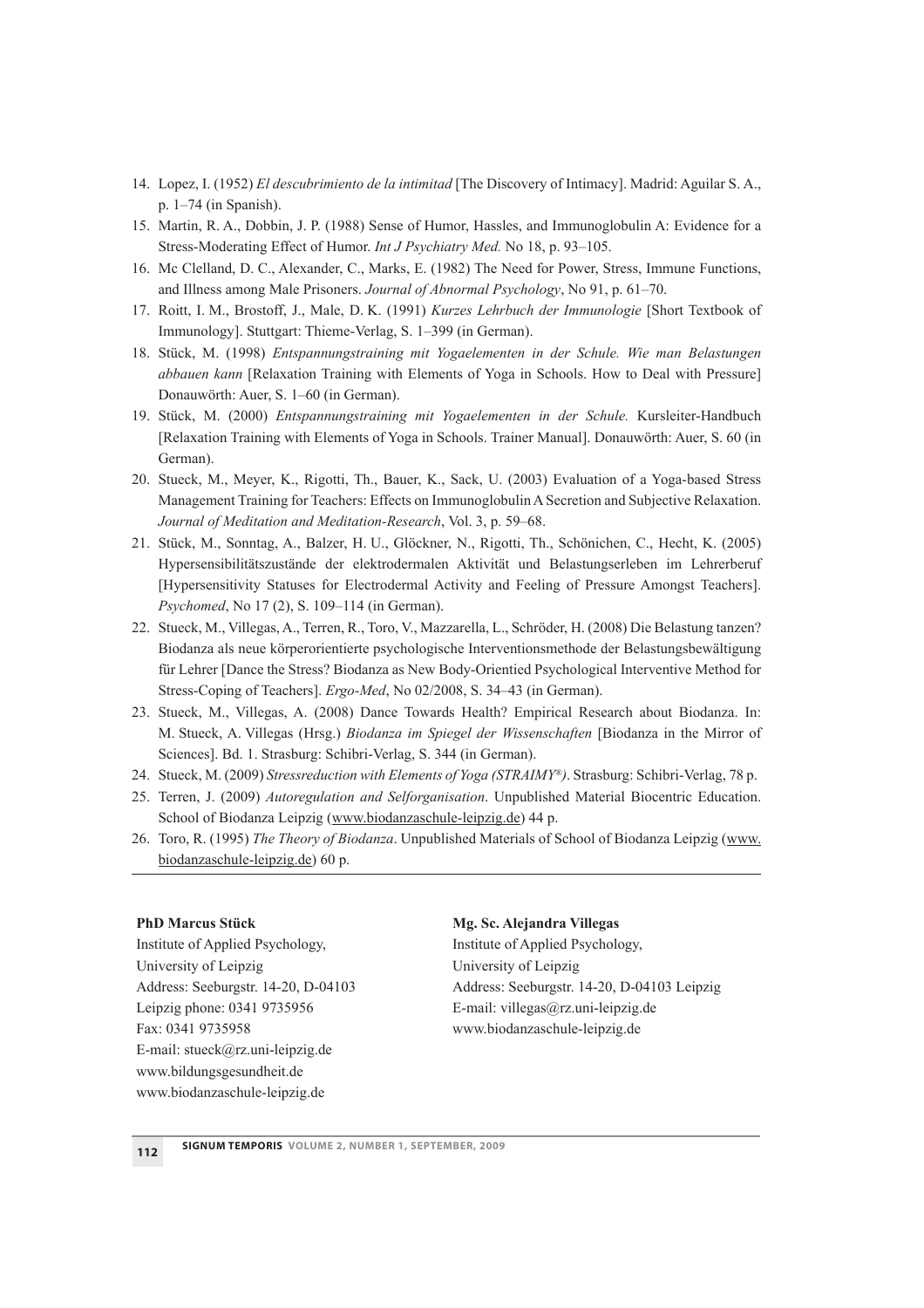14. Lopez, I. (1952) *El descubrimiento de la intimitad* [The Discovery of Intimacy]. Madrid: Aguilar S. A., p. 1–74 (in Spanish).
15. Martin, R. A., Dobbin, J. P. (1988) Sense of Humor, Hassles, and Immunoglobulin A: Evidence for a Stress-Moderating Effect of Humor. *Int J Psychiatry Med.* No 18, p. 93–105.
16. Mc Clelland, D. C., Alexander, C., Marks, E. (1982) The Need for Power, Stress, Immune Functions, and Illness among Male Prisoners. *Journal of Abnormal Psychology*, No 91, p. 61–70.
17. Roitt, I. M., Brostoff, J., Male, D. K. (1991) *Kurzes Lehrbuch der Immunologie* [Short Textbook of Immunology]. Stuttgart: Thieme-Verlag, S. 1–399 (in German).
18. Stück, M. (1998) *Entspannungstraining mit Yogaelementen in der Schule. Wie man Belastungen abbauen kann* [Relaxation Training with Elements of Yoga in Schools. How to Deal with Pressure] Donauwörth: Auer, S. 1–60 (in German).
19. Stück, M. (2000) *Entspannungstraining mit Yogaelementen in der Schule.* Kursleiter-Handbuch [Relaxation Training with Elements of Yoga in Schools. Trainer Manual]. Donauwörth: Auer, S. 60 (in German).
20. Stueck, M., Meyer, K., Rigotti, Th., Bauer, K., Sack, U. (2003) Evaluation of a Yoga-based Stress Management Training for Teachers: Effects on Immunoglobulin A Secretion and Subjective Relaxation. *Journal of Meditation and Meditation-Research*, Vol. 3, p. 59–68.
21. Stück, M., Sonntag, A., Balzer, H. U., Glöckner, N., Rigotti, Th., Schönichen, C., Hecht, K. (2005) Hypersensibilitätszustände der elektrodermalen Aktivität und Belastungserleben im Lehrerberuf [Hypersensitivity Statuses for Electrodermal Activity and Feeling of Pressure Amongst Teachers]. *Psychomed*, No 17 (2), S. 109–114 (in German).
22. Stueck, M., Villegas, A., Terren, R., Toro, V., Mazzarella, L., Schröder, H. (2008) Die Belastung tanzen? Biodanza als neue körperorientierte psychologische Interventionsmethode der Belastungsbewältigung für Lehrer [Dance the Stress? Biodanza as New Body-Orientied Psychological Interventive Method for Stress-Coping of Teachers]. *Ergo-Med*, No 02/2008, S. 34–43 (in German).
23. Stueck, M., Villegas, A. (2008) Dance Towards Health? Empirical Research about Biodanza. In: M. Stueck, A. Villegas (Hrsg.) *Biodanza im Spiegel der Wissenschaften* [Biodanza in the Mirror of Sciences]. Bd. 1. Strasburg: Schibri-Verlag, S. 344 (in German).
24. Stueck, M. (2009) *Stressreduction with Elements of Yoga (STRAIMY®)*. Strasburg: Schibri-Verlag, 78 p.
25. Terren, J. (2009) *Autoregulation and Selforganisation*. Unpublished Material Biocentric Education. School of Biodanza Leipzig (www.biodanzaschule-leipzig.de) 44 p.
26. Toro, R. (1995) *The Theory of Biodanza*. Unpublished Materials of School of Biodanza Leipzig (www.biodanzaschule-leipzig.de) 60 p.

---

**PhD Marcus Stück**
Institute of Applied Psychology,
University of Leipzig
Address: Seeburgstr. 14-20, D-04103
Leipzig phone: 0341 9735956
Fax: 0341 9735958
E-mail: stueck@rz.uni-leipzig.de
www.bildungsgesundheit.de
www.biodanzaschule-leipzig.de

**Mg. Sc. Alejandra Villegas**
Institute of Applied Psychology,
University of Leipzig
Address: Seeburgstr. 14-20, D-04103 Leipzig
E-mail: villegas@rz.uni-leipzig.de
www.biodanzaschule-leipzig.de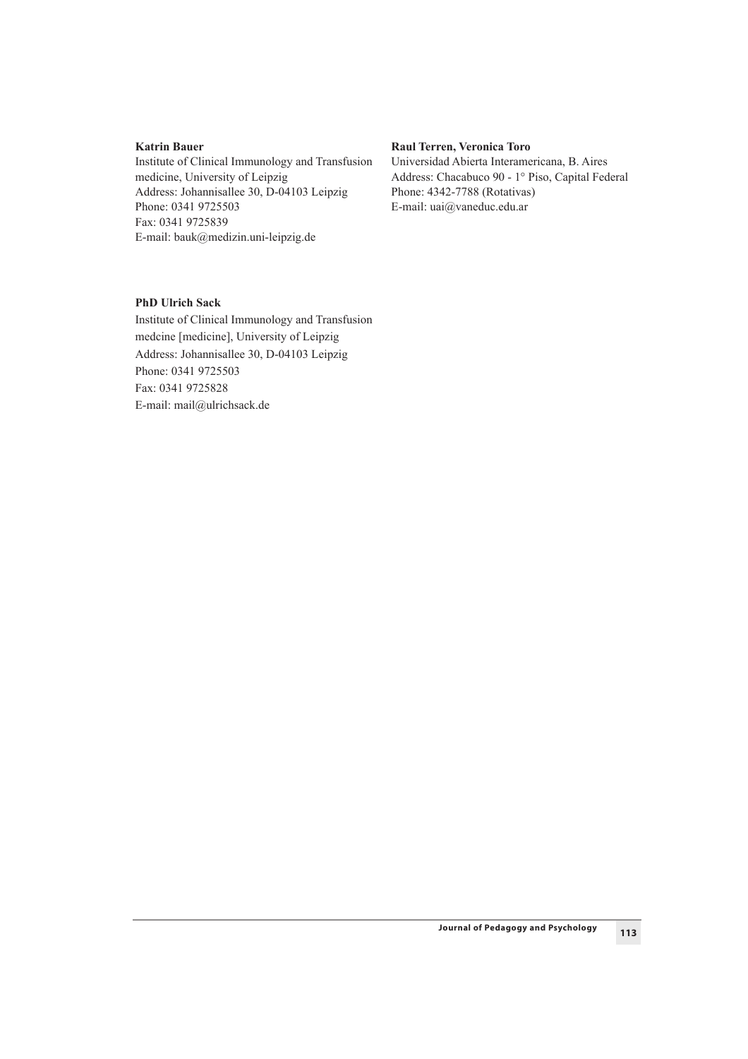**Katrin Bauer**
Institute of Clinical Immunology and Transfusion medicine, University of Leipzig
Address: Johannisallee 30, D-04103 Leipzig
Phone: 0341 9725503
Fax: 0341 9725839
E-mail: bauk@medizin.uni-leipzig.de

**Raul Terren, Veronica Toro**
Universidad Abierta Interamericana, B. Aires
Address: Chacabuco 90 - 1° Piso, Capital Federal
Phone: 4342-7788 (Rotativas)
E-mail: uai@vaneduc.edu.ar

**PhD Ulrich Sack**
Institute of Clinical Immunology and Transfusion medcine [medicine], University of Leipzig
Address: Johannisallee 30, D-04103 Leipzig
Phone: 0341 9725503
Fax: 0341 9725828
E-mail: mail@ulrichsack.de